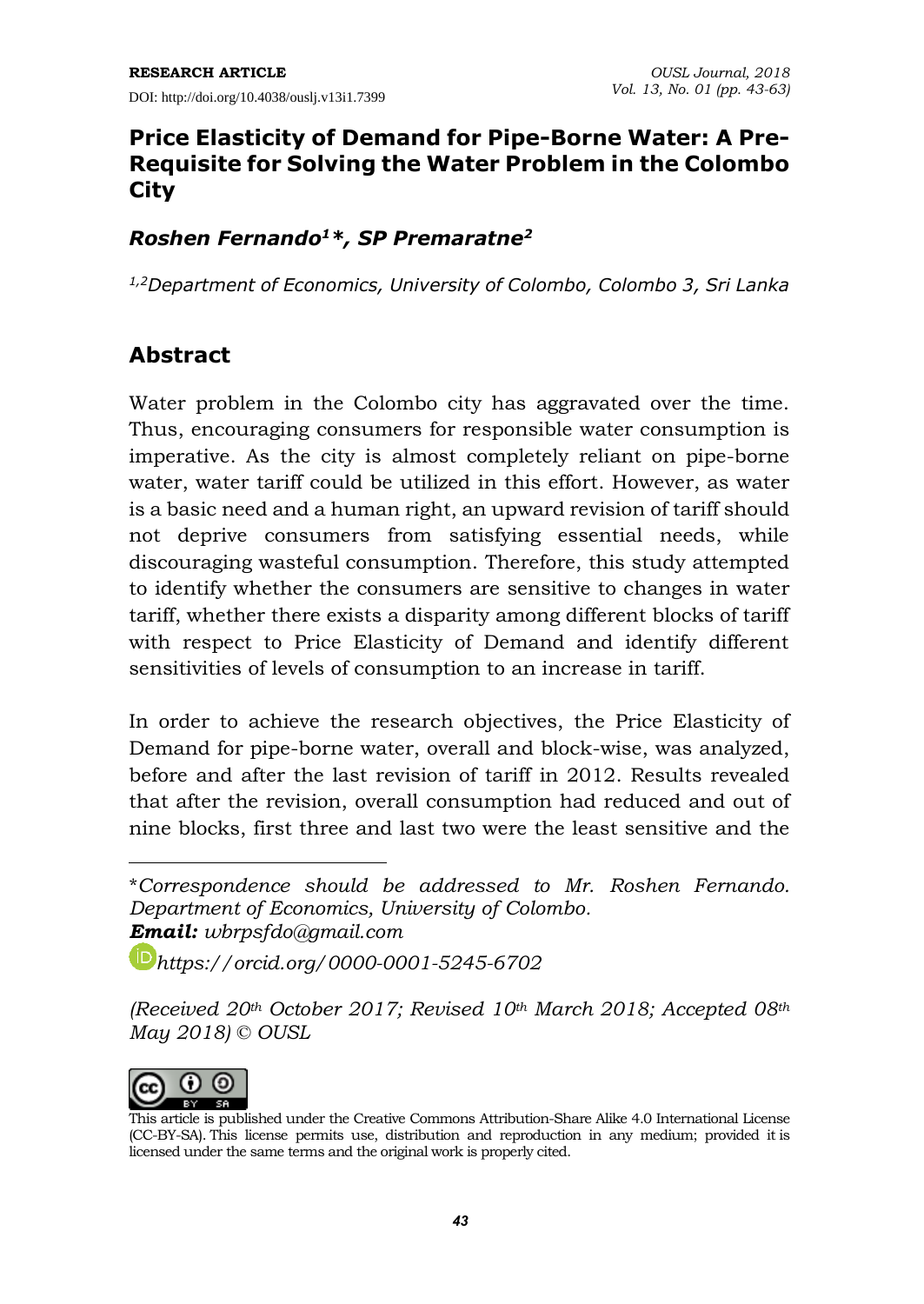RESEARCH ARTICLE

DOI: http://doi.org/10.4038/ouslj.v13i1.7399

# Price Elasticity of Demand for Pipe-Borne Water: A Pre-Requisite for Solving the Water Problem in the Colombo City

***Roshen Fernando[1]\*, SP Premaratne[2]***

*[1,2]Department of Economics, University of Colombo, Colombo 3, Sri Lanka*

## Abstract

Water problem in the Colombo city has aggravated over the time. Thus, encouraging consumers for responsible water consumption is imperative. As the city is almost completely reliant on pipe-borne water, water tariff could be utilized in this effort. However, as water is a basic need and a human right, an upward revision of tariff should not deprive consumers from satisfying essential needs, while discouraging wasteful consumption. Therefore, this study attempted to identify whether the consumers are sensitive to changes in water tariff, whether there exists a disparity among different blocks of tariff with respect to Price Elasticity of Demand and identify different sensitivities of levels of consumption to an increase in tariff.

In order to achieve the research objectives, the Price Elasticity of Demand for pipe-borne water, overall and block-wise, was analyzed, before and after the last revision of tariff in 2012. Results revealed that after the revision, overall consumption had reduced and out of nine blocks, first three and last two were the least sensitive and the

---

\**Correspondence should be addressed to Mr. Roshen Fernando. Department of Economics, University of Colombo.*
***Email:*** *wbrpsfdo@gmail.com*
*https://orcid.org/0000-0001-5245-6702*

*(Received 20th October 2017; Revised 10th March 2018; Accepted 08th May 2018) © OUSL*

This article is published under the Creative Commons Attribution-Share Alike 4.0 International License (CC-BY-SA). This license permits use, distribution and reproduction in any medium; provided it is licensed under the same terms and the original work is properly cited.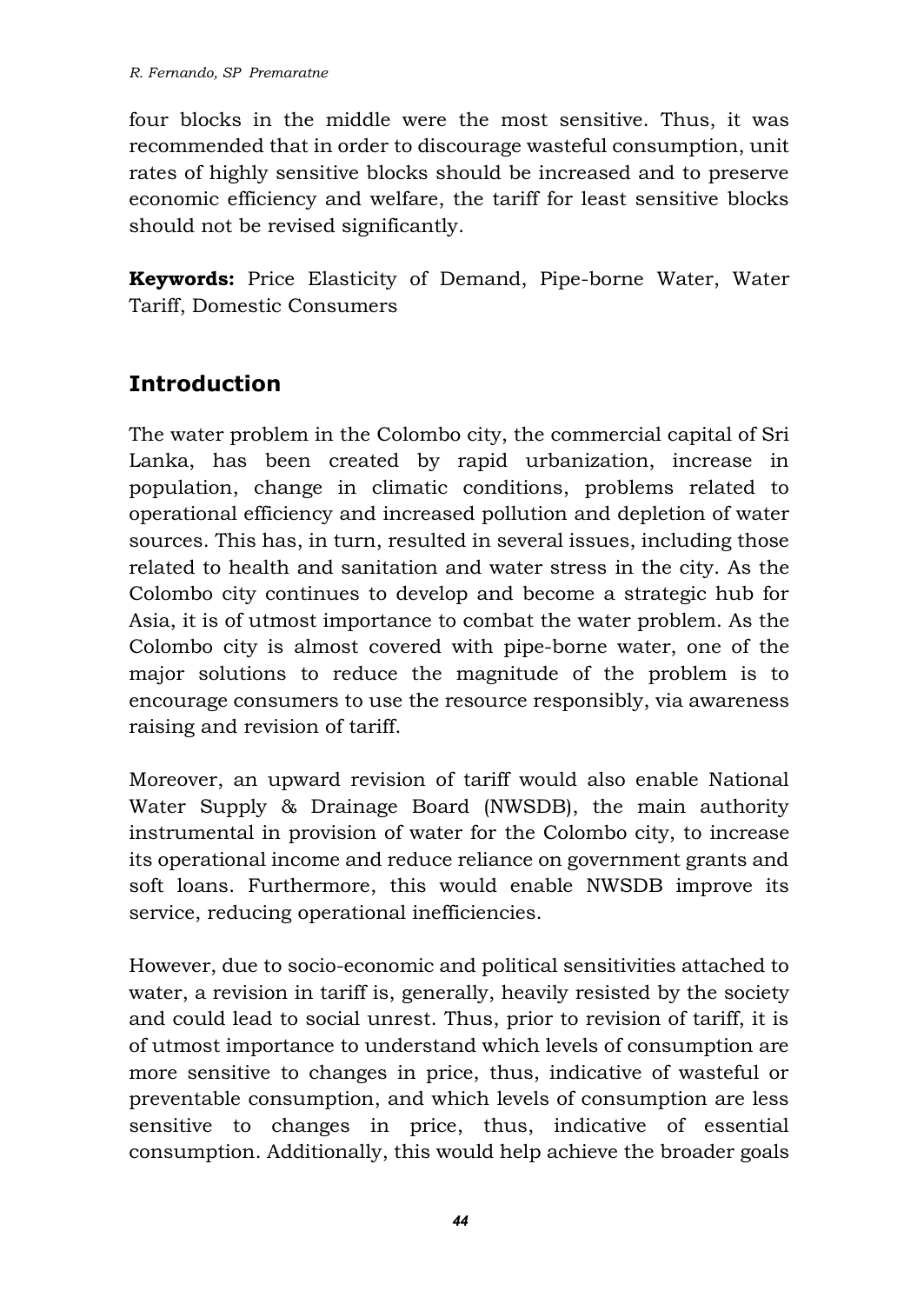four blocks in the middle were the most sensitive. Thus, it was recommended that in order to discourage wasteful consumption, unit rates of highly sensitive blocks should be increased and to preserve economic efficiency and welfare, the tariff for least sensitive blocks should not be revised significantly.

**Keywords:** Price Elasticity of Demand, Pipe-borne Water, Water Tariff, Domestic Consumers

## Introduction

The water problem in the Colombo city, the commercial capital of Sri Lanka, has been created by rapid urbanization, increase in population, change in climatic conditions, problems related to operational efficiency and increased pollution and depletion of water sources. This has, in turn, resulted in several issues, including those related to health and sanitation and water stress in the city. As the Colombo city continues to develop and become a strategic hub for Asia, it is of utmost importance to combat the water problem. As the Colombo city is almost covered with pipe-borne water, one of the major solutions to reduce the magnitude of the problem is to encourage consumers to use the resource responsibly, via awareness raising and revision of tariff.

Moreover, an upward revision of tariff would also enable National Water Supply & Drainage Board (NWSDB), the main authority instrumental in provision of water for the Colombo city, to increase its operational income and reduce reliance on government grants and soft loans. Furthermore, this would enable NWSDB improve its service, reducing operational inefficiencies.

However, due to socio-economic and political sensitivities attached to water, a revision in tariff is, generally, heavily resisted by the society and could lead to social unrest. Thus, prior to revision of tariff, it is of utmost importance to understand which levels of consumption are more sensitive to changes in price, thus, indicative of wasteful or preventable consumption, and which levels of consumption are less sensitive to changes in price, thus, indicative of essential consumption. Additionally, this would help achieve the broader goals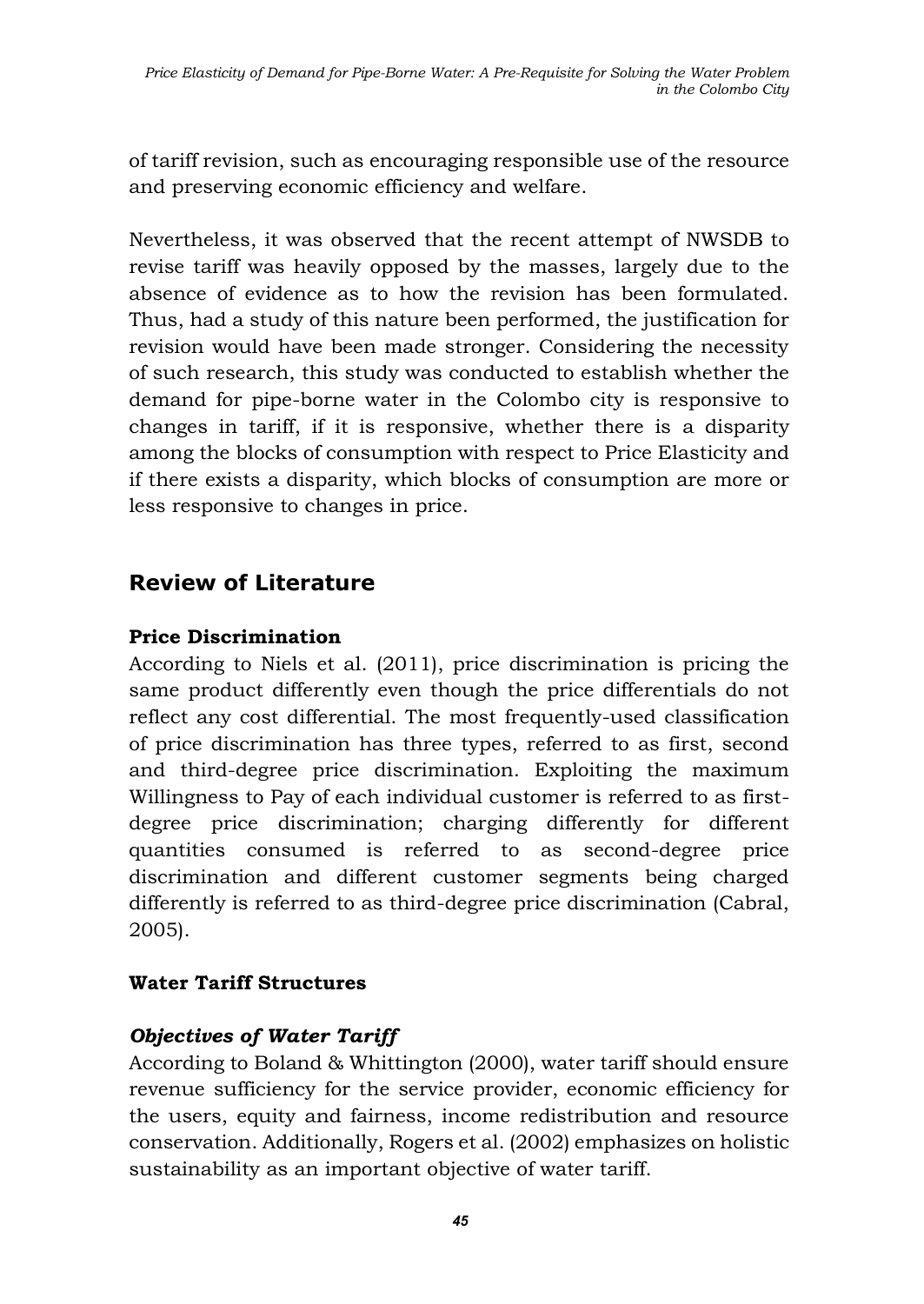of tariff revision, such as encouraging responsible use of the resource and preserving economic efficiency and welfare.

Nevertheless, it was observed that the recent attempt of NWSDB to revise tariff was heavily opposed by the masses, largely due to the absence of evidence as to how the revision has been formulated. Thus, had a study of this nature been performed, the justification for revision would have been made stronger. Considering the necessity of such research, this study was conducted to establish whether the demand for pipe-borne water in the Colombo city is responsive to changes in tariff, if it is responsive, whether there is a disparity among the blocks of consumption with respect to Price Elasticity and if there exists a disparity, which blocks of consumption are more or less responsive to changes in price.

## Review of Literature

### Price Discrimination

According to Niels et al. (2011), price discrimination is pricing the same product differently even though the price differentials do not reflect any cost differential. The most frequently-used classification of price discrimination has three types, referred to as first, second and third-degree price discrimination. Exploiting the maximum Willingness to Pay of each individual customer is referred to as first-degree price discrimination; charging differently for different quantities consumed is referred to as second-degree price discrimination and different customer segments being charged differently is referred to as third-degree price discrimination (Cabral, 2005).

### Water Tariff Structures

#### *Objectives of Water Tariff*

According to Boland & Whittington (2000), water tariff should ensure revenue sufficiency for the service provider, economic efficiency for the users, equity and fairness, income redistribution and resource conservation. Additionally, Rogers et al. (2002) emphasizes on holistic sustainability as an important objective of water tariff.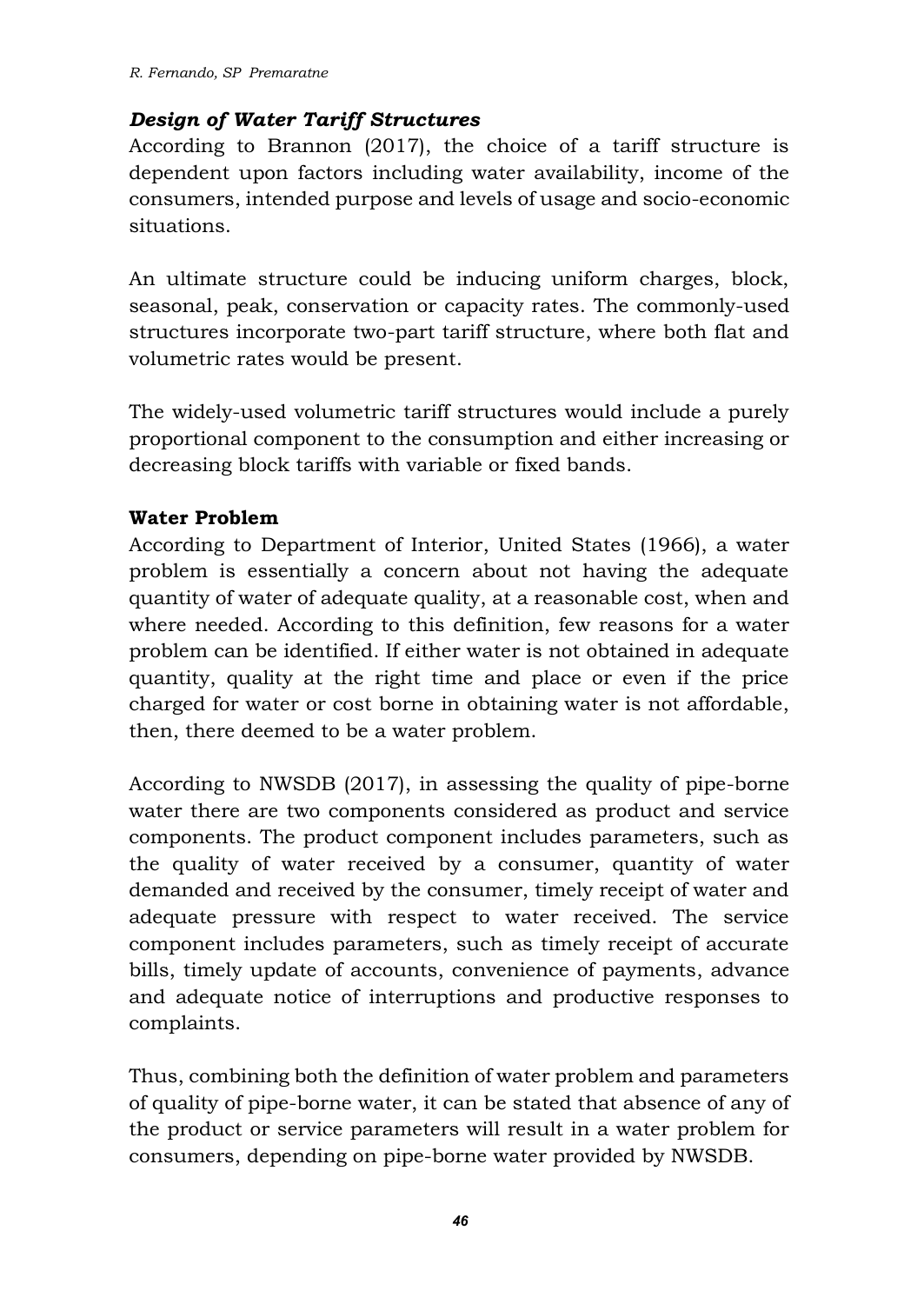### *Design of Water Tariff Structures*

According to Brannon (2017), the choice of a tariff structure is dependent upon factors including water availability, income of the consumers, intended purpose and levels of usage and socio-economic situations.

An ultimate structure could be inducing uniform charges, block, seasonal, peak, conservation or capacity rates. The commonly-used structures incorporate two-part tariff structure, where both flat and volumetric rates would be present.

The widely-used volumetric tariff structures would include a purely proportional component to the consumption and either increasing or decreasing block tariffs with variable or fixed bands.

### **Water Problem**

According to Department of Interior, United States (1966), a water problem is essentially a concern about not having the adequate quantity of water of adequate quality, at a reasonable cost, when and where needed. According to this definition, few reasons for a water problem can be identified. If either water is not obtained in adequate quantity, quality at the right time and place or even if the price charged for water or cost borne in obtaining water is not affordable, then, there deemed to be a water problem.

According to NWSDB (2017), in assessing the quality of pipe-borne water there are two components considered as product and service components. The product component includes parameters, such as the quality of water received by a consumer, quantity of water demanded and received by the consumer, timely receipt of water and adequate pressure with respect to water received. The service component includes parameters, such as timely receipt of accurate bills, timely update of accounts, convenience of payments, advance and adequate notice of interruptions and productive responses to complaints.

Thus, combining both the definition of water problem and parameters of quality of pipe-borne water, it can be stated that absence of any of the product or service parameters will result in a water problem for consumers, depending on pipe-borne water provided by NWSDB.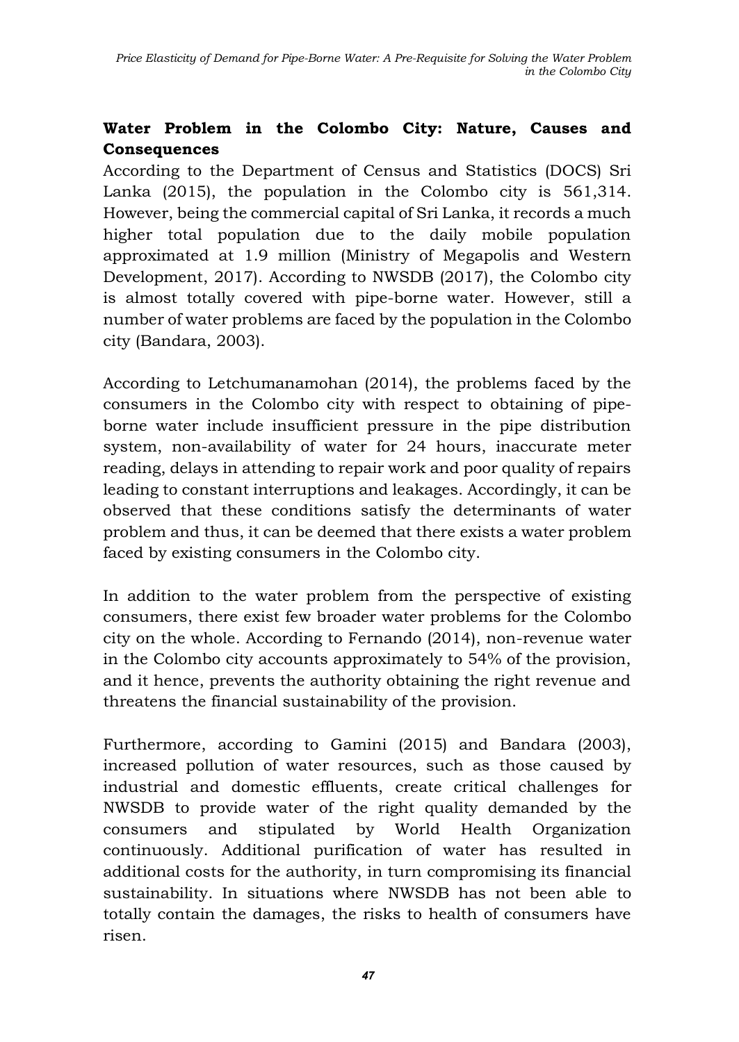## Water Problem in the Colombo City: Nature, Causes and Consequences

According to the Department of Census and Statistics (DOCS) Sri Lanka (2015), the population in the Colombo city is 561,314. However, being the commercial capital of Sri Lanka, it records a much higher total population due to the daily mobile population approximated at 1.9 million (Ministry of Megapolis and Western Development, 2017). According to NWSDB (2017), the Colombo city is almost totally covered with pipe-borne water. However, still a number of water problems are faced by the population in the Colombo city (Bandara, 2003).

According to Letchumanamohan (2014), the problems faced by the consumers in the Colombo city with respect to obtaining of pipe-borne water include insufficient pressure in the pipe distribution system, non-availability of water for 24 hours, inaccurate meter reading, delays in attending to repair work and poor quality of repairs leading to constant interruptions and leakages. Accordingly, it can be observed that these conditions satisfy the determinants of water problem and thus, it can be deemed that there exists a water problem faced by existing consumers in the Colombo city.

In addition to the water problem from the perspective of existing consumers, there exist few broader water problems for the Colombo city on the whole. According to Fernando (2014), non-revenue water in the Colombo city accounts approximately to 54% of the provision, and it hence, prevents the authority obtaining the right revenue and threatens the financial sustainability of the provision.

Furthermore, according to Gamini (2015) and Bandara (2003), increased pollution of water resources, such as those caused by industrial and domestic effluents, create critical challenges for NWSDB to provide water of the right quality demanded by the consumers and stipulated by World Health Organization continuously. Additional purification of water has resulted in additional costs for the authority, in turn compromising its financial sustainability. In situations where NWSDB has not been able to totally contain the damages, the risks to health of consumers have risen.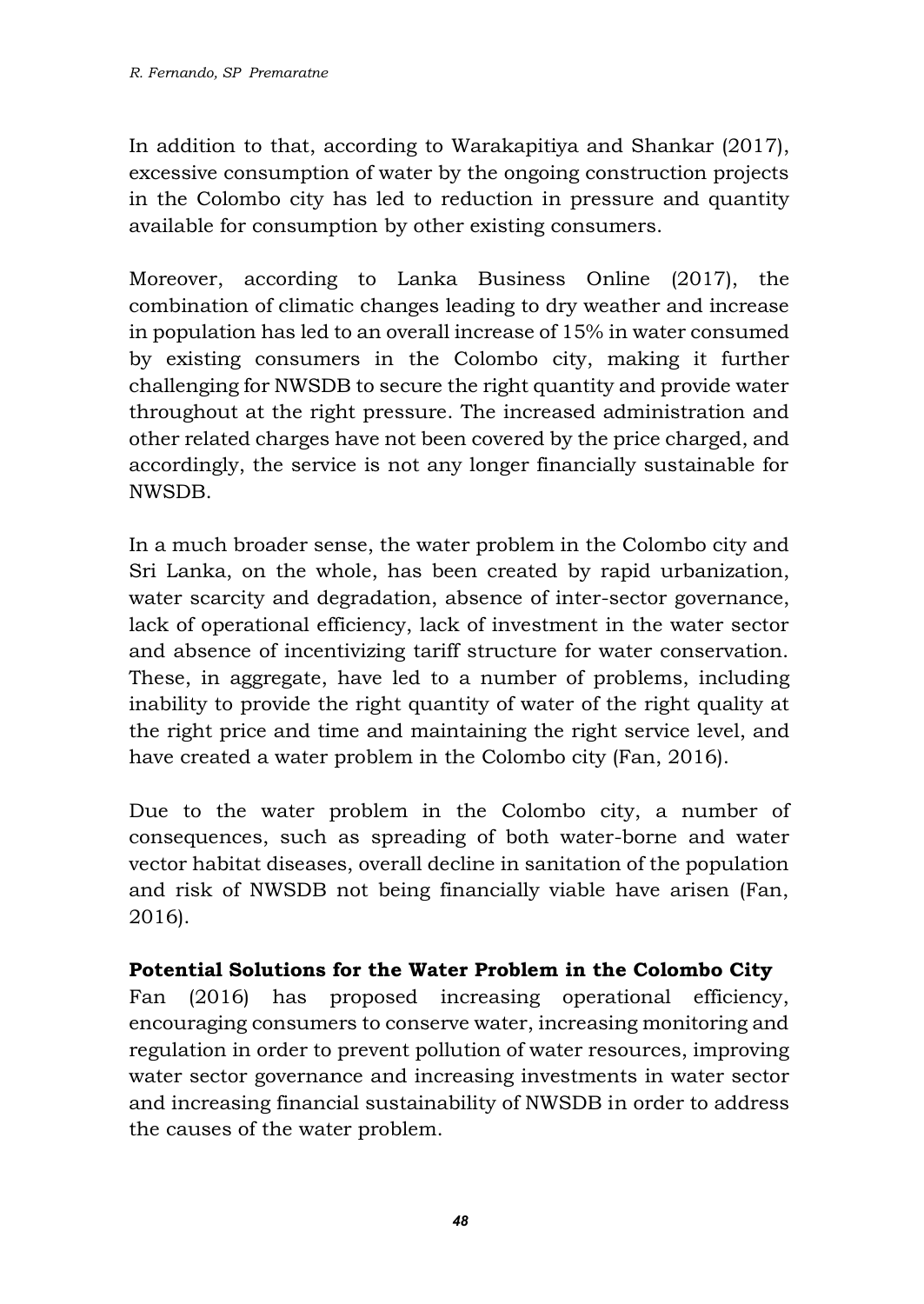In addition to that, according to Warakapitiya and Shankar (2017), excessive consumption of water by the ongoing construction projects in the Colombo city has led to reduction in pressure and quantity available for consumption by other existing consumers.

Moreover, according to Lanka Business Online (2017), the combination of climatic changes leading to dry weather and increase in population has led to an overall increase of 15% in water consumed by existing consumers in the Colombo city, making it further challenging for NWSDB to secure the right quantity and provide water throughout at the right pressure. The increased administration and other related charges have not been covered by the price charged, and accordingly, the service is not any longer financially sustainable for NWSDB.

In a much broader sense, the water problem in the Colombo city and Sri Lanka, on the whole, has been created by rapid urbanization, water scarcity and degradation, absence of inter-sector governance, lack of operational efficiency, lack of investment in the water sector and absence of incentivizing tariff structure for water conservation. These, in aggregate, have led to a number of problems, including inability to provide the right quantity of water of the right quality at the right price and time and maintaining the right service level, and have created a water problem in the Colombo city (Fan, 2016).

Due to the water problem in the Colombo city, a number of consequences, such as spreading of both water-borne and water vector habitat diseases, overall decline in sanitation of the population and risk of NWSDB not being financially viable have arisen (Fan, 2016).

**Potential Solutions for the Water Problem in the Colombo City**

Fan (2016) has proposed increasing operational efficiency, encouraging consumers to conserve water, increasing monitoring and regulation in order to prevent pollution of water resources, improving water sector governance and increasing investments in water sector and increasing financial sustainability of NWSDB in order to address the causes of the water problem.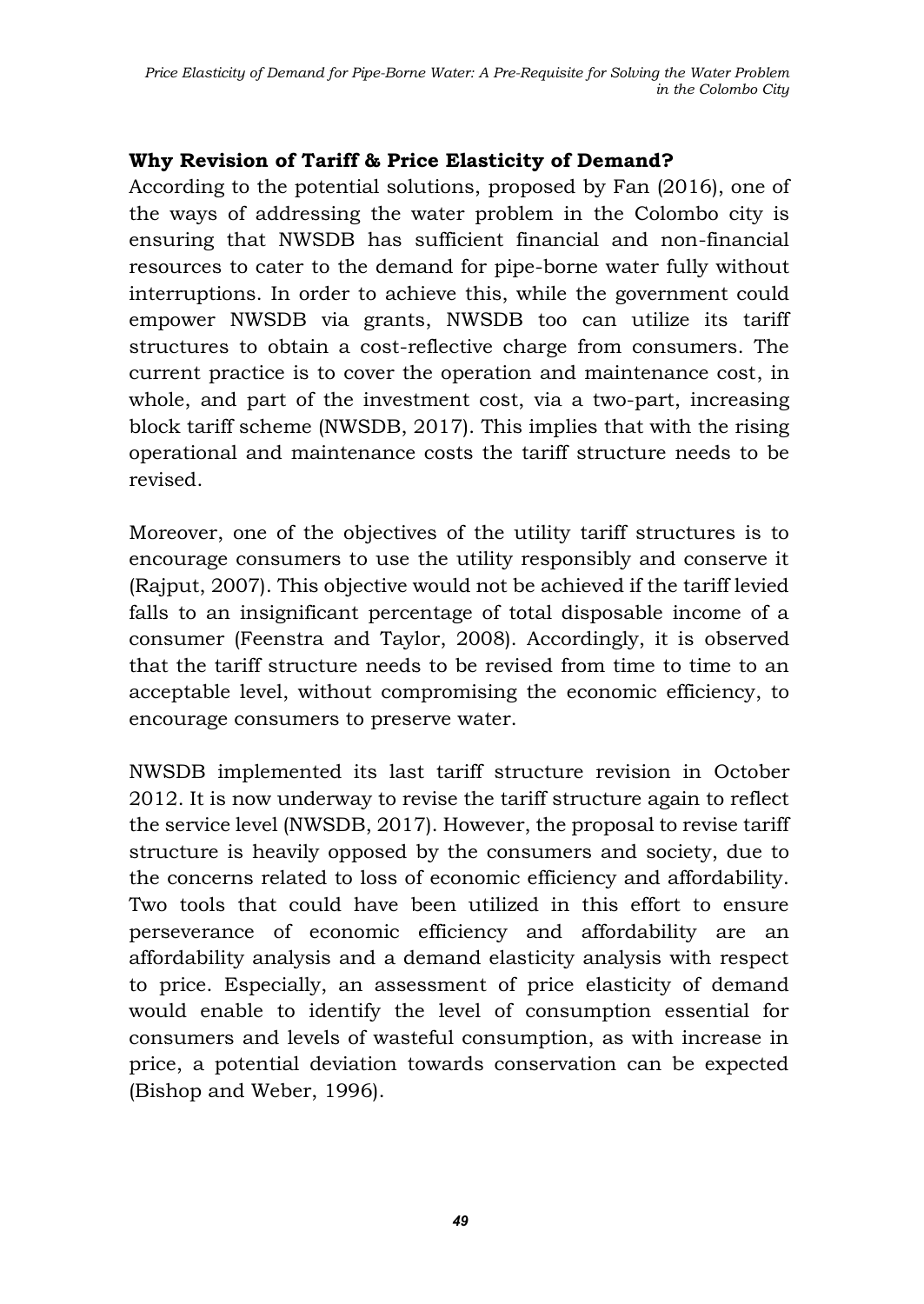## Why Revision of Tariff & Price Elasticity of Demand?

According to the potential solutions, proposed by Fan (2016), one of the ways of addressing the water problem in the Colombo city is ensuring that NWSDB has sufficient financial and non-financial resources to cater to the demand for pipe-borne water fully without interruptions. In order to achieve this, while the government could empower NWSDB via grants, NWSDB too can utilize its tariff structures to obtain a cost-reflective charge from consumers. The current practice is to cover the operation and maintenance cost, in whole, and part of the investment cost, via a two-part, increasing block tariff scheme (NWSDB, 2017). This implies that with the rising operational and maintenance costs the tariff structure needs to be revised.

Moreover, one of the objectives of the utility tariff structures is to encourage consumers to use the utility responsibly and conserve it (Rajput, 2007). This objective would not be achieved if the tariff levied falls to an insignificant percentage of total disposable income of a consumer (Feenstra and Taylor, 2008). Accordingly, it is observed that the tariff structure needs to be revised from time to time to an acceptable level, without compromising the economic efficiency, to encourage consumers to preserve water.

NWSDB implemented its last tariff structure revision in October 2012. It is now underway to revise the tariff structure again to reflect the service level (NWSDB, 2017). However, the proposal to revise tariff structure is heavily opposed by the consumers and society, due to the concerns related to loss of economic efficiency and affordability. Two tools that could have been utilized in this effort to ensure perseverance of economic efficiency and affordability are an affordability analysis and a demand elasticity analysis with respect to price. Especially, an assessment of price elasticity of demand would enable to identify the level of consumption essential for consumers and levels of wasteful consumption, as with increase in price, a potential deviation towards conservation can be expected (Bishop and Weber, 1996).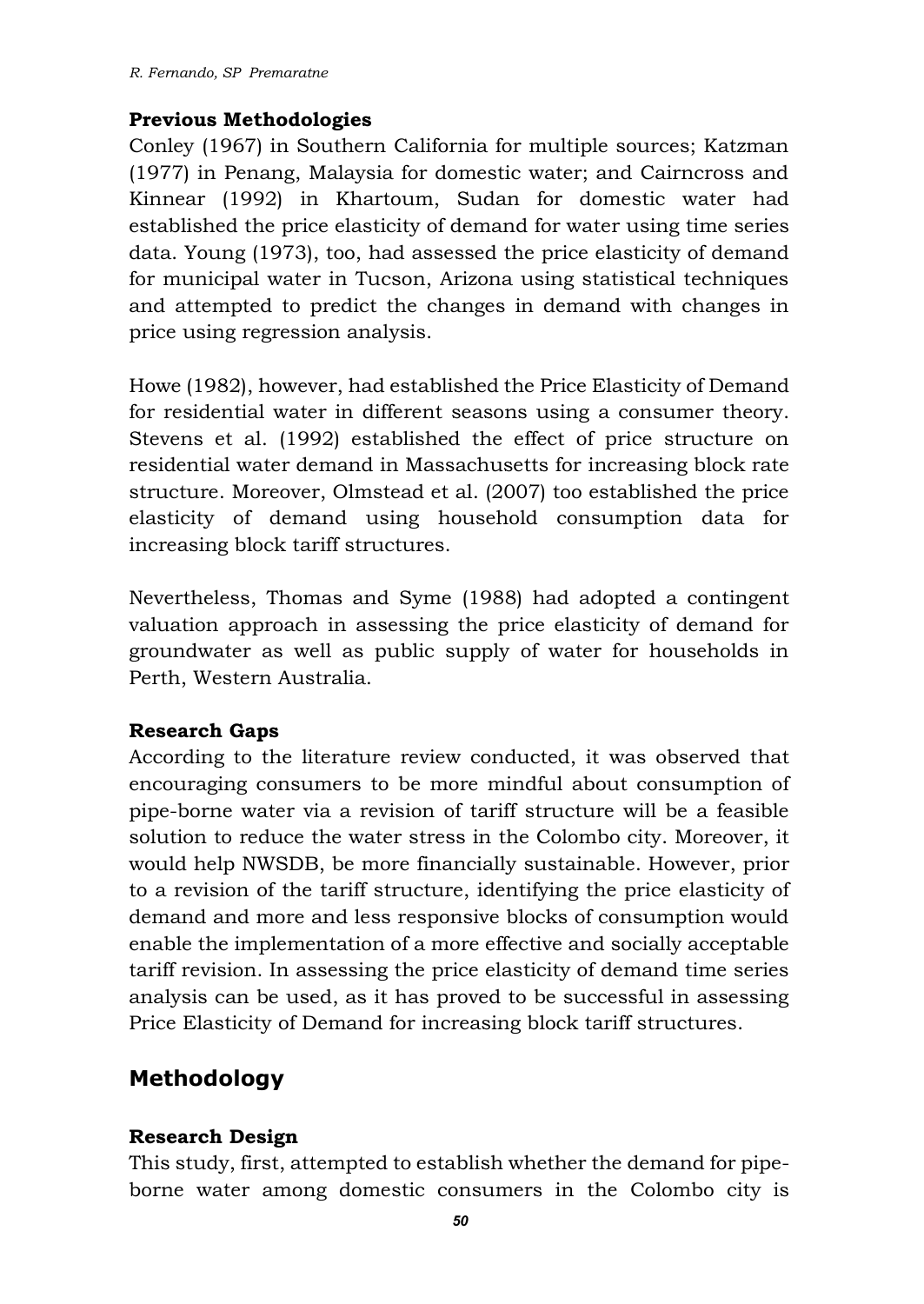### Previous Methodologies

Conley (1967) in Southern California for multiple sources; Katzman (1977) in Penang, Malaysia for domestic water; and Cairncross and Kinnear (1992) in Khartoum, Sudan for domestic water had established the price elasticity of demand for water using time series data. Young (1973), too, had assessed the price elasticity of demand for municipal water in Tucson, Arizona using statistical techniques and attempted to predict the changes in demand with changes in price using regression analysis.

Howe (1982), however, had established the Price Elasticity of Demand for residential water in different seasons using a consumer theory. Stevens et al. (1992) established the effect of price structure on residential water demand in Massachusetts for increasing block rate structure. Moreover, Olmstead et al. (2007) too established the price elasticity of demand using household consumption data for increasing block tariff structures.

Nevertheless, Thomas and Syme (1988) had adopted a contingent valuation approach in assessing the price elasticity of demand for groundwater as well as public supply of water for households in Perth, Western Australia.

### Research Gaps

According to the literature review conducted, it was observed that encouraging consumers to be more mindful about consumption of pipe-borne water via a revision of tariff structure will be a feasible solution to reduce the water stress in the Colombo city. Moreover, it would help NWSDB, be more financially sustainable. However, prior to a revision of the tariff structure, identifying the price elasticity of demand and more and less responsive blocks of consumption would enable the implementation of a more effective and socially acceptable tariff revision. In assessing the price elasticity of demand time series analysis can be used, as it has proved to be successful in assessing Price Elasticity of Demand for increasing block tariff structures.

## Methodology

### Research Design

This study, first, attempted to establish whether the demand for pipe-borne water among domestic consumers in the Colombo city is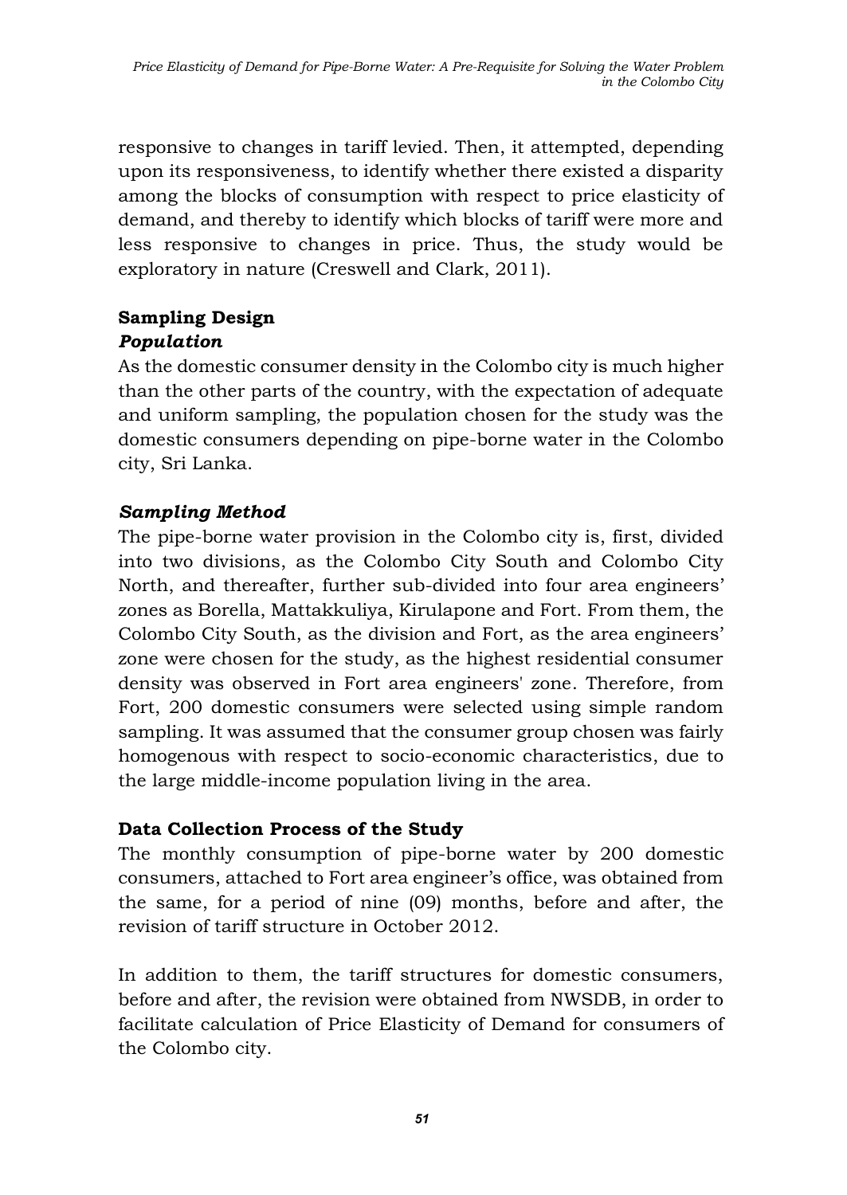responsive to changes in tariff levied. Then, it attempted, depending upon its responsiveness, to identify whether there existed a disparity among the blocks of consumption with respect to price elasticity of demand, and thereby to identify which blocks of tariff were more and less responsive to changes in price. Thus, the study would be exploratory in nature (Creswell and Clark, 2011).

## Sampling Design

### *Population*

As the domestic consumer density in the Colombo city is much higher than the other parts of the country, with the expectation of adequate and uniform sampling, the population chosen for the study was the domestic consumers depending on pipe-borne water in the Colombo city, Sri Lanka.

### *Sampling Method*

The pipe-borne water provision in the Colombo city is, first, divided into two divisions, as the Colombo City South and Colombo City North, and thereafter, further sub-divided into four area engineers' zones as Borella, Mattakkuliya, Kirulapone and Fort. From them, the Colombo City South, as the division and Fort, as the area engineers' zone were chosen for the study, as the highest residential consumer density was observed in Fort area engineers' zone. Therefore, from Fort, 200 domestic consumers were selected using simple random sampling. It was assumed that the consumer group chosen was fairly homogenous with respect to socio-economic characteristics, due to the large middle-income population living in the area.

## Data Collection Process of the Study

The monthly consumption of pipe-borne water by 200 domestic consumers, attached to Fort area engineer's office, was obtained from the same, for a period of nine (09) months, before and after, the revision of tariff structure in October 2012.

In addition to them, the tariff structures for domestic consumers, before and after, the revision were obtained from NWSDB, in order to facilitate calculation of Price Elasticity of Demand for consumers of the Colombo city.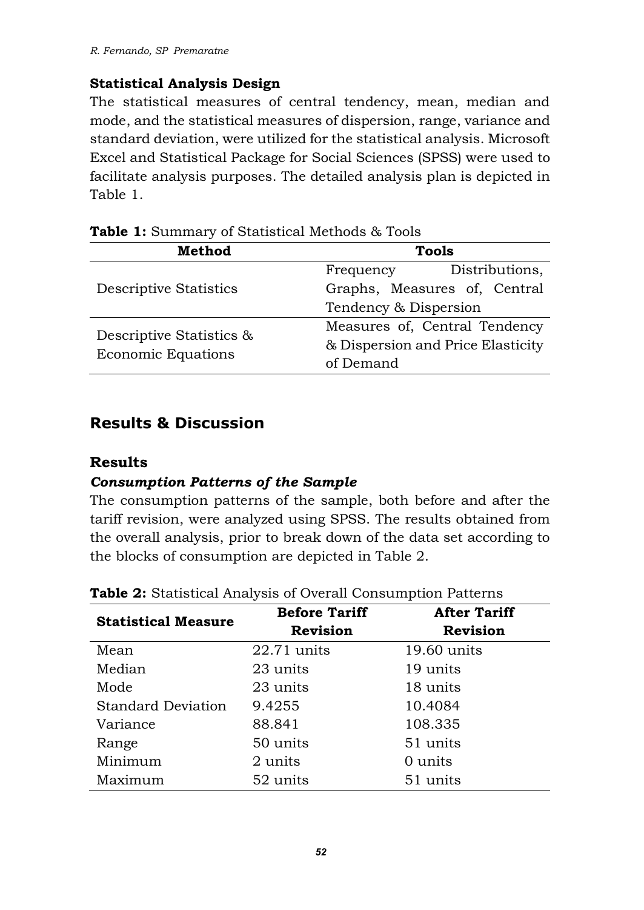### Statistical Analysis Design

The statistical measures of central tendency, mean, median and mode, and the statistical measures of dispersion, range, variance and standard deviation, were utilized for the statistical analysis. Microsoft Excel and Statistical Package for Social Sciences (SPSS) were used to facilitate analysis purposes. The detailed analysis plan is depicted in Table 1.

**Table 1:** Summary of Statistical Methods & Tools

| Method | Tools |
|---|---|
| Descriptive Statistics | Frequency Distributions, Graphs, Measures of, Central Tendency & Dispersion |
| Descriptive Statistics & Economic Equations | Measures of, Central Tendency & Dispersion and Price Elasticity of Demand |

## Results & Discussion

### Results

#### *Consumption Patterns of the Sample*

The consumption patterns of the sample, both before and after the tariff revision, were analyzed using SPSS. The results obtained from the overall analysis, prior to break down of the data set according to the blocks of consumption are depicted in Table 2.

**Table 2:** Statistical Analysis of Overall Consumption Patterns

| Statistical Measure | Before Tariff Revision | After Tariff Revision |
|---|---|---|
| Mean | 22.71 units | 19.60 units |
| Median | 23 units | 19 units |
| Mode | 23 units | 18 units |
| Standard Deviation | 9.4255 | 10.4084 |
| Variance | 88.841 | 108.335 |
| Range | 50 units | 51 units |
| Minimum | 2 units | 0 units |
| Maximum | 52 units | 51 units |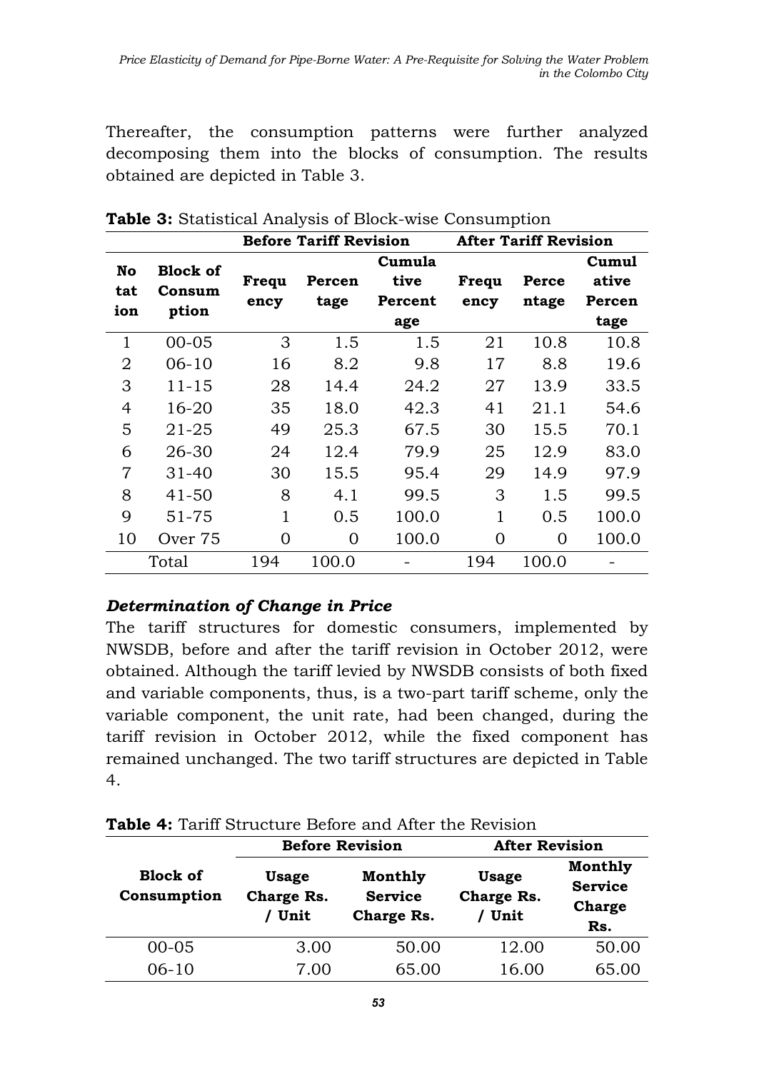Thereafter, the consumption patterns were further analyzed decomposing them into the blocks of consumption. The results obtained are depicted in Table 3.

**Table 3:** Statistical Analysis of Block-wise Consumption

| | | Before Tariff Revision | | | After Tariff Revision | | |
|---|---|---|---|---|---|---|---|
| **No tat ion** | **Block of Consum ption** | **Frequ ency** | **Percen tage** | **Cumula tive Percent age** | **Frequ ency** | **Perce ntage** | **Cumul ative Percen tage** |
| 1 | 00-05 | 3 | 1.5 | 1.5 | 21 | 10.8 | 10.8 |
| 2 | 06-10 | 16 | 8.2 | 9.8 | 17 | 8.8 | 19.6 |
| 3 | 11-15 | 28 | 14.4 | 24.2 | 27 | 13.9 | 33.5 |
| 4 | 16-20 | 35 | 18.0 | 42.3 | 41 | 21.1 | 54.6 |
| 5 | 21-25 | 49 | 25.3 | 67.5 | 30 | 15.5 | 70.1 |
| 6 | 26-30 | 24 | 12.4 | 79.9 | 25 | 12.9 | 83.0 |
| 7 | 31-40 | 30 | 15.5 | 95.4 | 29 | 14.9 | 97.9 |
| 8 | 41-50 | 8 | 4.1 | 99.5 | 3 | 1.5 | 99.5 |
| 9 | 51-75 | 1 | 0.5 | 100.0 | 1 | 0.5 | 100.0 |
| 10 | Over 75 | 0 | 0 | 100.0 | 0 | 0 | 100.0 |
| | Total | 194 | 100.0 | - | 194 | 100.0 | - |

### *Determination of Change in Price*

The tariff structures for domestic consumers, implemented by NWSDB, before and after the tariff revision in October 2012, were obtained. Although the tariff levied by NWSDB consists of both fixed and variable components, thus, is a two-part tariff scheme, only the variable component, the unit rate, had been changed, during the tariff revision in October 2012, while the fixed component has remained unchanged. The two tariff structures are depicted in Table 4.

**Table 4:** Tariff Structure Before and After the Revision

| | Before Revision | | After Revision | |
|---|---|---|---|---|
| **Block of Consumption** | **Usage Charge Rs. / Unit** | **Monthly Service Charge Rs.** | **Usage Charge Rs. / Unit** | **Monthly Service Charge Rs.** |
| 00-05 | 3.00 | 50.00 | 12.00 | 50.00 |
| 06-10 | 7.00 | 65.00 | 16.00 | 65.00 |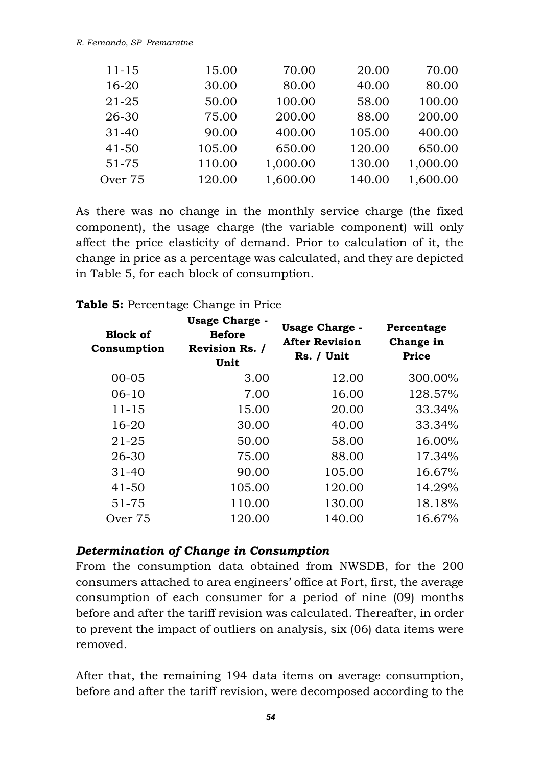| | | | | |
|---|---|---|---|---|
| 11-15 | 15.00 | 70.00 | 20.00 | 70.00 |
| 16-20 | 30.00 | 80.00 | 40.00 | 80.00 |
| 21-25 | 50.00 | 100.00 | 58.00 | 100.00 |
| 26-30 | 75.00 | 200.00 | 88.00 | 200.00 |
| 31-40 | 90.00 | 400.00 | 105.00 | 400.00 |
| 41-50 | 105.00 | 650.00 | 120.00 | 650.00 |
| 51-75 | 110.00 | 1,000.00 | 130.00 | 1,000.00 |
| Over 75 | 120.00 | 1,600.00 | 140.00 | 1,600.00 |

As there was no change in the monthly service charge (the fixed component), the usage charge (the variable component) will only affect the price elasticity of demand. Prior to calculation of it, the change in price as a percentage was calculated, and they are depicted in Table 5, for each block of consumption.

**Table 5:** Percentage Change in Price

| Block of Consumption | Usage Charge - Before Revision Rs. / Unit | Usage Charge - After Revision Rs. / Unit | Percentage Change in Price |
|---|---|---|---|
| 00-05 | 3.00 | 12.00 | 300.00% |
| 06-10 | 7.00 | 16.00 | 128.57% |
| 11-15 | 15.00 | 20.00 | 33.34% |
| 16-20 | 30.00 | 40.00 | 33.34% |
| 21-25 | 50.00 | 58.00 | 16.00% |
| 26-30 | 75.00 | 88.00 | 17.34% |
| 31-40 | 90.00 | 105.00 | 16.67% |
| 41-50 | 105.00 | 120.00 | 14.29% |
| 51-75 | 110.00 | 130.00 | 18.18% |
| Over 75 | 120.00 | 140.00 | 16.67% |

### *Determination of Change in Consumption*

From the consumption data obtained from NWSDB, for the 200 consumers attached to area engineers' office at Fort, first, the average consumption of each consumer for a period of nine (09) months before and after the tariff revision was calculated. Thereafter, in order to prevent the impact of outliers on analysis, six (06) data items were removed.

After that, the remaining 194 data items on average consumption, before and after the tariff revision, were decomposed according to the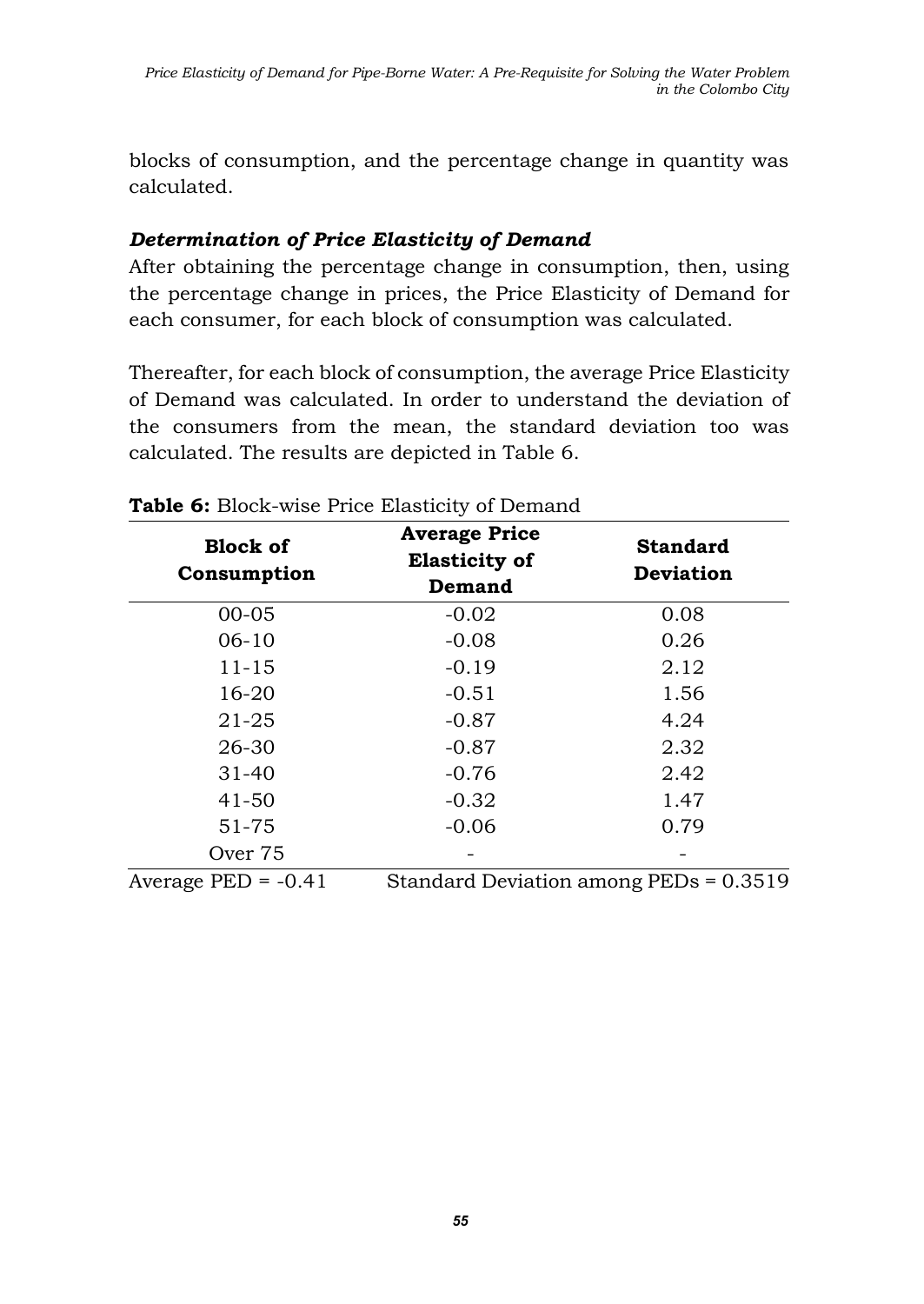blocks of consumption, and the percentage change in quantity was calculated.

### *Determination of Price Elasticity of Demand*

After obtaining the percentage change in consumption, then, using the percentage change in prices, the Price Elasticity of Demand for each consumer, for each block of consumption was calculated.

Thereafter, for each block of consumption, the average Price Elasticity of Demand was calculated. In order to understand the deviation of the consumers from the mean, the standard deviation too was calculated. The results are depicted in Table 6.

**Table 6:** Block-wise Price Elasticity of Demand

| Block of Consumption | Average Price Elasticity of Demand | Standard Deviation |
|---|---|---|
| 00-05 | -0.02 | 0.08 |
| 06-10 | -0.08 | 0.26 |
| 11-15 | -0.19 | 2.12 |
| 16-20 | -0.51 | 1.56 |
| 21-25 | -0.87 | 4.24 |
| 26-30 | -0.87 | 2.32 |
| 31-40 | -0.76 | 2.42 |
| 41-50 | -0.32 | 1.47 |
| 51-75 | -0.06 | 0.79 |
| Over 75 | - | - |
| Average PED = -0.41 | Standard Deviation among PEDs = 0.3519 | |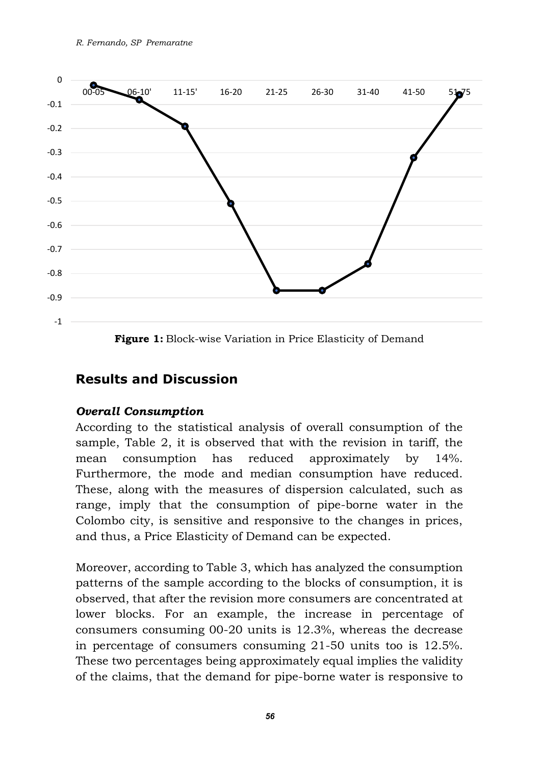**Figure 1:** Block-wise Variation in Price Elasticity of Demand

## Results and Discussion

### *Overall Consumption*

According to the statistical analysis of overall consumption of the sample, Table 2, it is observed that with the revision in tariff, the mean consumption has reduced approximately by 14%. Furthermore, the mode and median consumption have reduced. These, along with the measures of dispersion calculated, such as range, imply that the consumption of pipe-borne water in the Colombo city, is sensitive and responsive to the changes in prices, and thus, a Price Elasticity of Demand can be expected.

Moreover, according to Table 3, which has analyzed the consumption patterns of the sample according to the blocks of consumption, it is observed, that after the revision more consumers are concentrated at lower blocks. For an example, the increase in percentage of consumers consuming 00-20 units is 12.3%, whereas the decrease in percentage of consumers consuming 21-50 units too is 12.5%. These two percentages being approximately equal implies the validity of the claims, that the demand for pipe-borne water is responsive to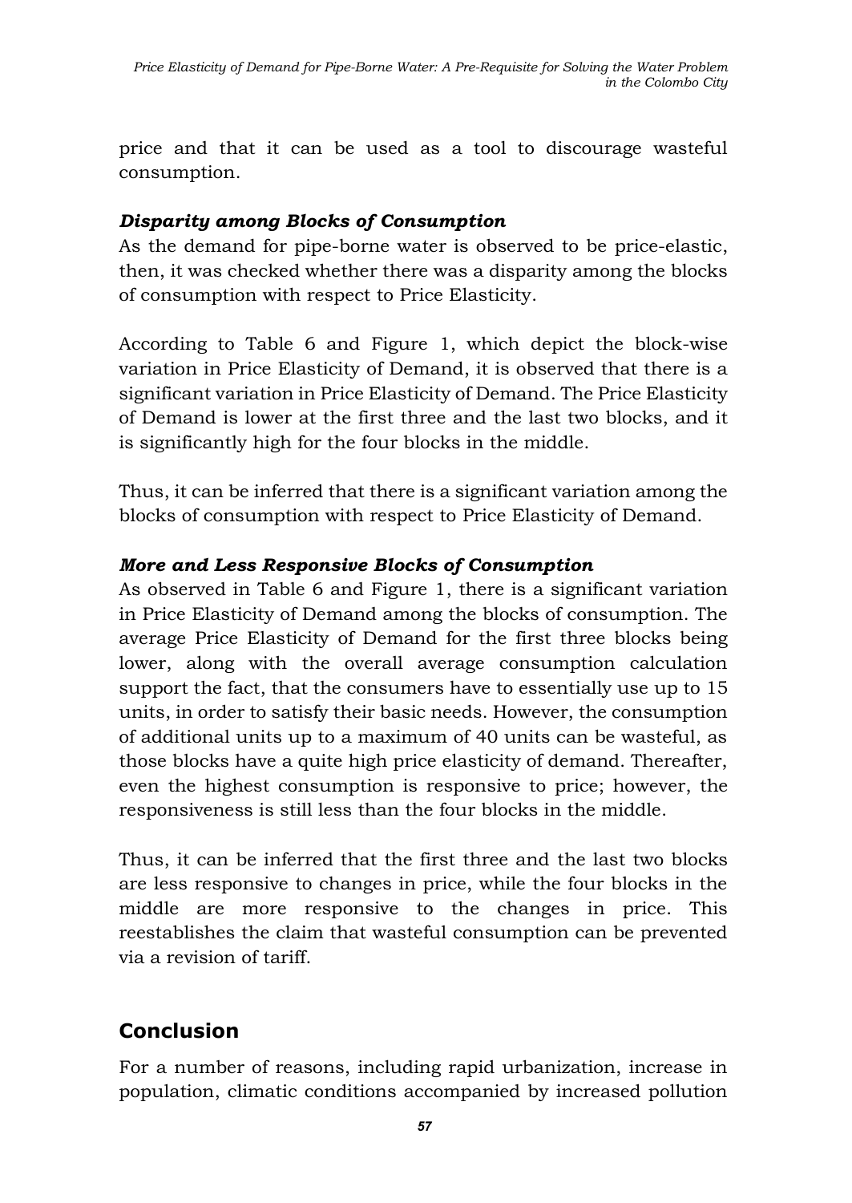price and that it can be used as a tool to discourage wasteful consumption.

### *Disparity among Blocks of Consumption*

As the demand for pipe-borne water is observed to be price-elastic, then, it was checked whether there was a disparity among the blocks of consumption with respect to Price Elasticity.

According to Table 6 and Figure 1, which depict the block-wise variation in Price Elasticity of Demand, it is observed that there is a significant variation in Price Elasticity of Demand. The Price Elasticity of Demand is lower at the first three and the last two blocks, and it is significantly high for the four blocks in the middle.

Thus, it can be inferred that there is a significant variation among the blocks of consumption with respect to Price Elasticity of Demand.

### *More and Less Responsive Blocks of Consumption*

As observed in Table 6 and Figure 1, there is a significant variation in Price Elasticity of Demand among the blocks of consumption. The average Price Elasticity of Demand for the first three blocks being lower, along with the overall average consumption calculation support the fact, that the consumers have to essentially use up to 15 units, in order to satisfy their basic needs. However, the consumption of additional units up to a maximum of 40 units can be wasteful, as those blocks have a quite high price elasticity of demand. Thereafter, even the highest consumption is responsive to price; however, the responsiveness is still less than the four blocks in the middle.

Thus, it can be inferred that the first three and the last two blocks are less responsive to changes in price, while the four blocks in the middle are more responsive to the changes in price. This reestablishes the claim that wasteful consumption can be prevented via a revision of tariff.

## Conclusion

For a number of reasons, including rapid urbanization, increase in population, climatic conditions accompanied by increased pollution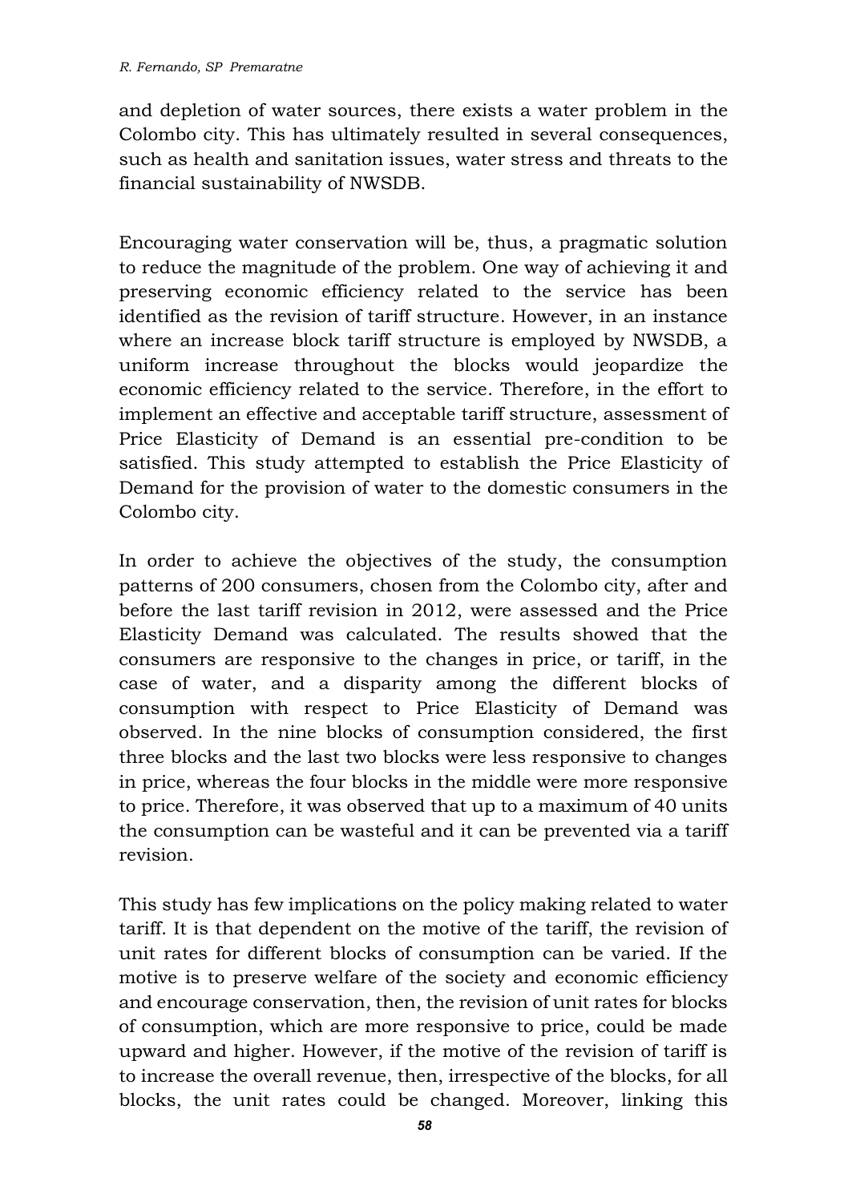and depletion of water sources, there exists a water problem in the Colombo city. This has ultimately resulted in several consequences, such as health and sanitation issues, water stress and threats to the financial sustainability of NWSDB.

Encouraging water conservation will be, thus, a pragmatic solution to reduce the magnitude of the problem. One way of achieving it and preserving economic efficiency related to the service has been identified as the revision of tariff structure. However, in an instance where an increase block tariff structure is employed by NWSDB, a uniform increase throughout the blocks would jeopardize the economic efficiency related to the service. Therefore, in the effort to implement an effective and acceptable tariff structure, assessment of Price Elasticity of Demand is an essential pre-condition to be satisfied. This study attempted to establish the Price Elasticity of Demand for the provision of water to the domestic consumers in the Colombo city.

In order to achieve the objectives of the study, the consumption patterns of 200 consumers, chosen from the Colombo city, after and before the last tariff revision in 2012, were assessed and the Price Elasticity Demand was calculated. The results showed that the consumers are responsive to the changes in price, or tariff, in the case of water, and a disparity among the different blocks of consumption with respect to Price Elasticity of Demand was observed. In the nine blocks of consumption considered, the first three blocks and the last two blocks were less responsive to changes in price, whereas the four blocks in the middle were more responsive to price. Therefore, it was observed that up to a maximum of 40 units the consumption can be wasteful and it can be prevented via a tariff revision.

This study has few implications on the policy making related to water tariff. It is that dependent on the motive of the tariff, the revision of unit rates for different blocks of consumption can be varied. If the motive is to preserve welfare of the society and economic efficiency and encourage conservation, then, the revision of unit rates for blocks of consumption, which are more responsive to price, could be made upward and higher. However, if the motive of the revision of tariff is to increase the overall revenue, then, irrespective of the blocks, for all blocks, the unit rates could be changed. Moreover, linking this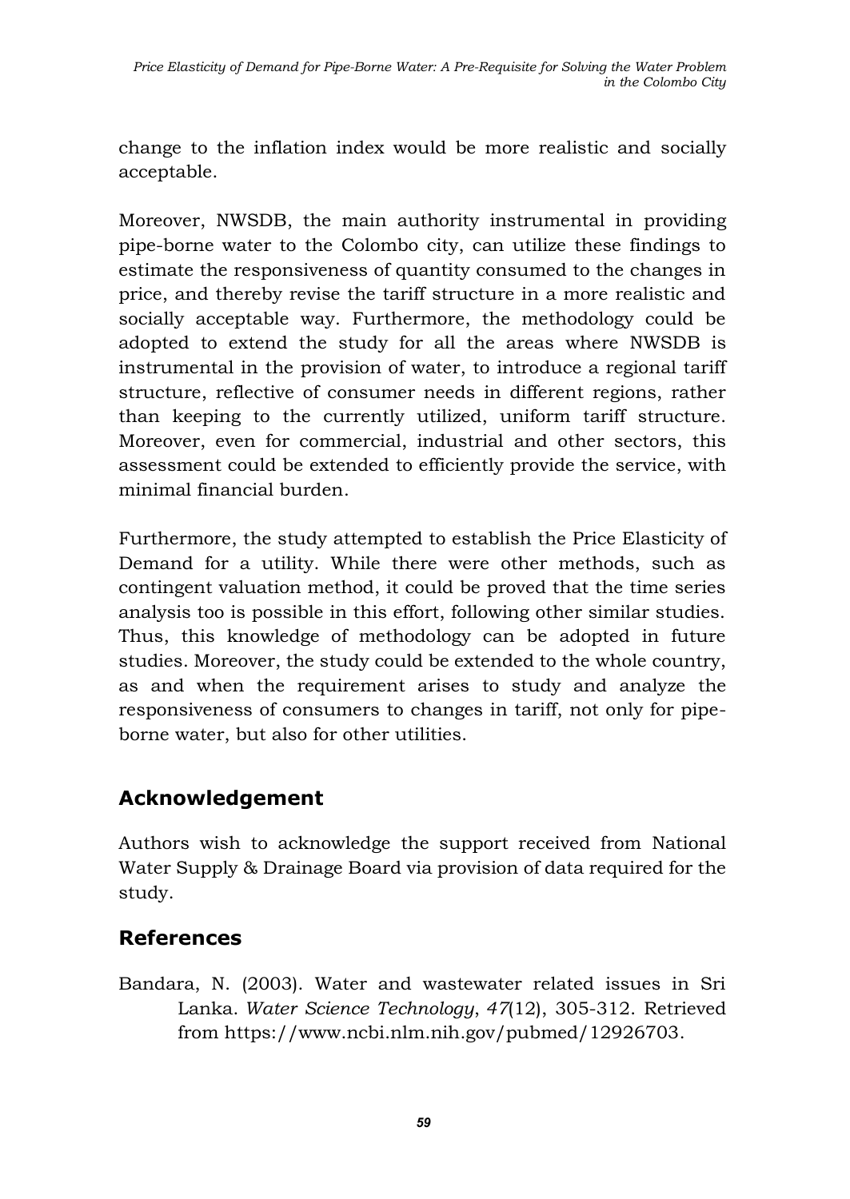change to the inflation index would be more realistic and socially acceptable.

Moreover, NWSDB, the main authority instrumental in providing pipe-borne water to the Colombo city, can utilize these findings to estimate the responsiveness of quantity consumed to the changes in price, and thereby revise the tariff structure in a more realistic and socially acceptable way. Furthermore, the methodology could be adopted to extend the study for all the areas where NWSDB is instrumental in the provision of water, to introduce a regional tariff structure, reflective of consumer needs in different regions, rather than keeping to the currently utilized, uniform tariff structure. Moreover, even for commercial, industrial and other sectors, this assessment could be extended to efficiently provide the service, with minimal financial burden.

Furthermore, the study attempted to establish the Price Elasticity of Demand for a utility. While there were other methods, such as contingent valuation method, it could be proved that the time series analysis too is possible in this effort, following other similar studies. Thus, this knowledge of methodology can be adopted in future studies. Moreover, the study could be extended to the whole country, as and when the requirement arises to study and analyze the responsiveness of consumers to changes in tariff, not only for pipe-borne water, but also for other utilities.

## Acknowledgement

Authors wish to acknowledge the support received from National Water Supply & Drainage Board via provision of data required for the study.

## References

Bandara, N. (2003). Water and wastewater related issues in Sri Lanka. *Water Science Technology*, *47*(12), 305-312. Retrieved from https://www.ncbi.nlm.nih.gov/pubmed/12926703.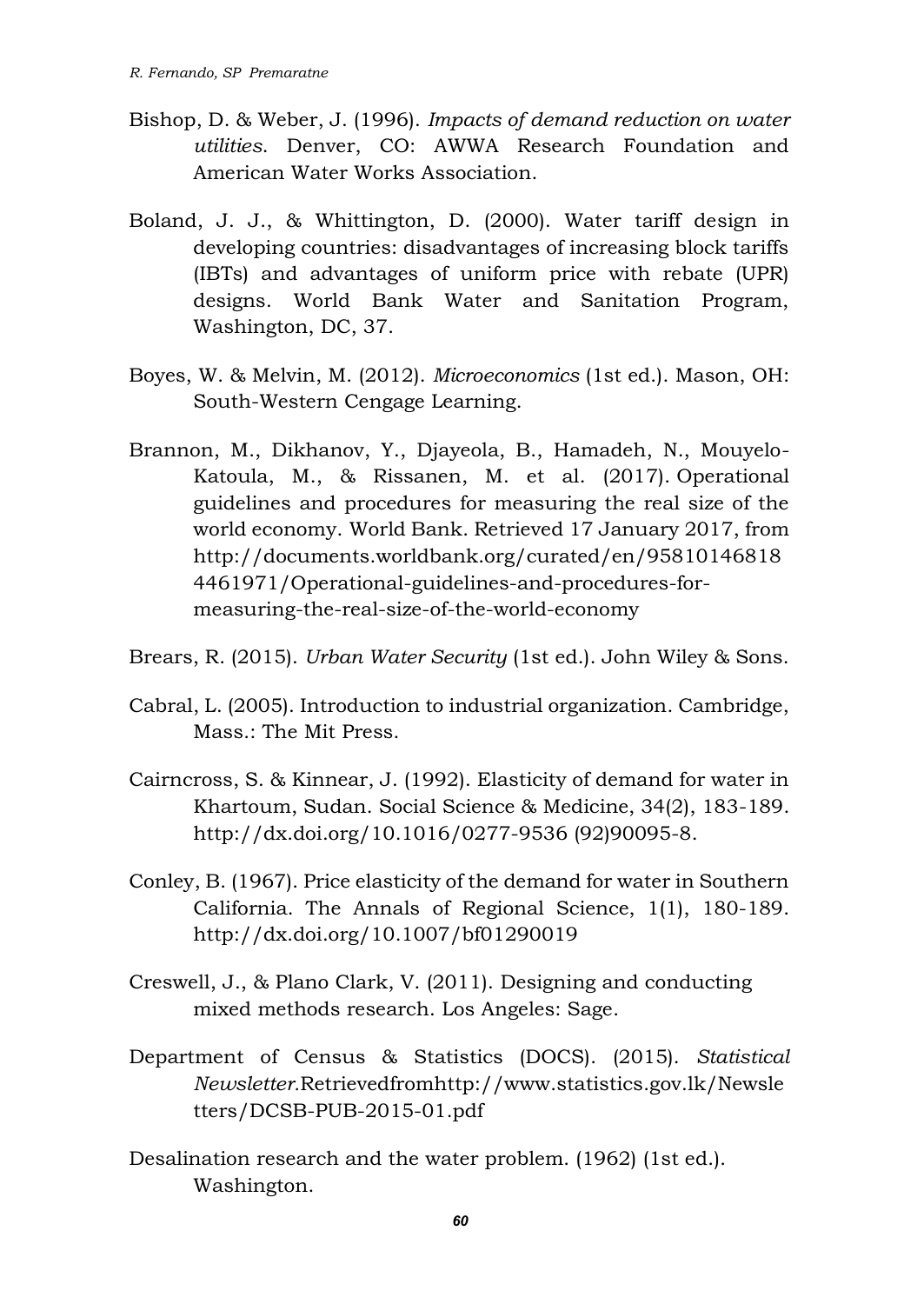Bishop, D. & Weber, J. (1996). *Impacts of demand reduction on water utilities*. Denver, CO: AWWA Research Foundation and American Water Works Association.

Boland, J. J., & Whittington, D. (2000). Water tariff design in developing countries: disadvantages of increasing block tariffs (IBTs) and advantages of uniform price with rebate (UPR) designs. World Bank Water and Sanitation Program, Washington, DC, 37.

Boyes, W. & Melvin, M. (2012). *Microeconomics* (1st ed.). Mason, OH: South-Western Cengage Learning.

Brannon, M., Dikhanov, Y., Djayeola, B., Hamadeh, N., Mouyelo-Katoula, M., & Rissanen, M. et al. (2017). Operational guidelines and procedures for measuring the real size of the world economy. World Bank. Retrieved 17 January 2017, from http://documents.worldbank.org/curated/en/958101468184461971/Operational-guidelines-and-procedures-for-measuring-the-real-size-of-the-world-economy

Brears, R. (2015). *Urban Water Security* (1st ed.). John Wiley & Sons.

Cabral, L. (2005). Introduction to industrial organization. Cambridge, Mass.: The Mit Press.

Cairncross, S. & Kinnear, J. (1992). Elasticity of demand for water in Khartoum, Sudan. Social Science & Medicine, 34(2), 183-189. http://dx.doi.org/10.1016/0277-9536 (92)90095-8.

Conley, B. (1967). Price elasticity of the demand for water in Southern California. The Annals of Regional Science, 1(1), 180-189. http://dx.doi.org/10.1007/bf01290019

Creswell, J., & Plano Clark, V. (2011). Designing and conducting mixed methods research. Los Angeles: Sage.

Department of Census & Statistics (DOCS). (2015). *Statistical Newsletter*.Retrievedfromhttp://www.statistics.gov.lk/Newsletters/DCSB-PUB-2015-01.pdf

Desalination research and the water problem. (1962) (1st ed.). Washington.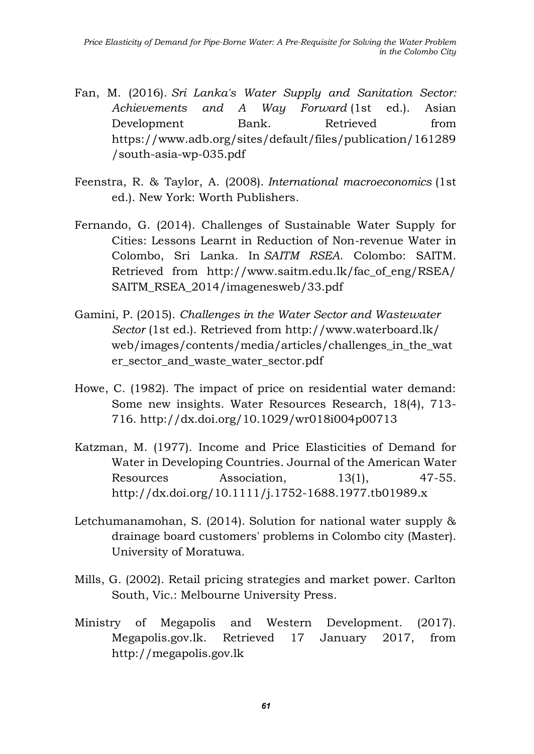Fan, M. (2016). *Sri Lanka's Water Supply and Sanitation Sector: Achievements and A Way Forward* (1st ed.). Asian Development Bank. Retrieved from https://www.adb.org/sites/default/files/publication/161289/south-asia-wp-035.pdf

Feenstra, R. & Taylor, A. (2008). *International macroeconomics* (1st ed.). New York: Worth Publishers.

Fernando, G. (2014). Challenges of Sustainable Water Supply for Cities: Lessons Learnt in Reduction of Non-revenue Water in Colombo, Sri Lanka. In *SAITM RSEA*. Colombo: SAITM. Retrieved from http://www.saitm.edu.lk/fac_of_eng/RSEA/SAITM_RSEA_2014/imagenesweb/33.pdf

Gamini, P. (2015). *Challenges in the Water Sector and Wastewater Sector* (1st ed.). Retrieved from http://www.waterboard.lk/web/images/contents/media/articles/challenges_in_the_water_sector_and_waste_water_sector.pdf

Howe, C. (1982). The impact of price on residential water demand: Some new insights. Water Resources Research, 18(4), 713-716. http://dx.doi.org/10.1029/wr018i004p00713

Katzman, M. (1977). Income and Price Elasticities of Demand for Water in Developing Countries. Journal of the American Water Resources Association, 13(1), 47-55. http://dx.doi.org/10.1111/j.1752-1688.1977.tb01989.x

Letchumanamohan, S. (2014). Solution for national water supply & drainage board customers' problems in Colombo city (Master). University of Moratuwa.

Mills, G. (2002). Retail pricing strategies and market power. Carlton South, Vic.: Melbourne University Press.

Ministry of Megapolis and Western Development. (2017). Megapolis.gov.lk. Retrieved 17 January 2017, from http://megapolis.gov.lk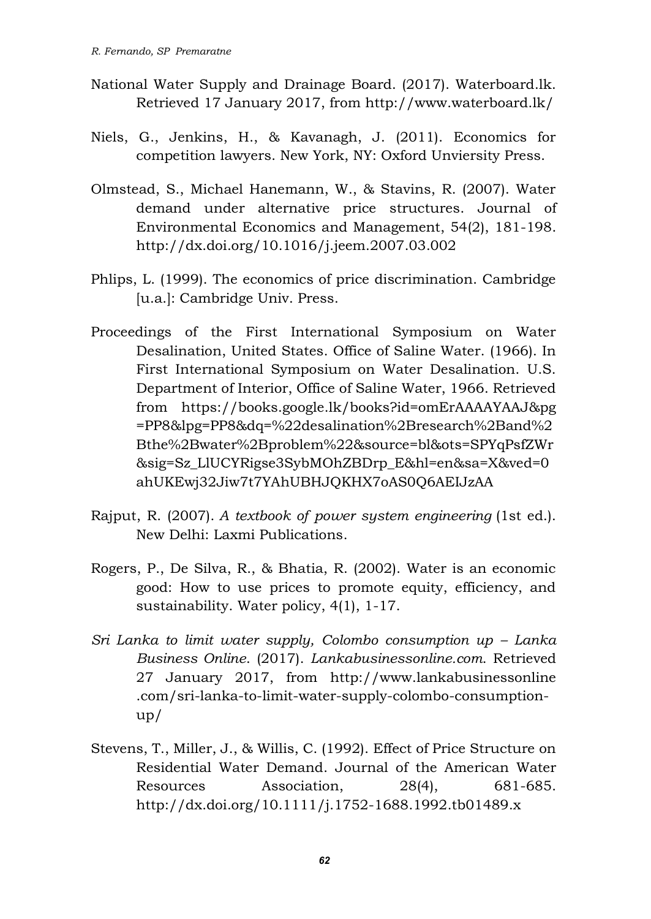National Water Supply and Drainage Board. (2017). Waterboard.lk. Retrieved 17 January 2017, from http://www.waterboard.lk/

Niels, G., Jenkins, H., & Kavanagh, J. (2011). Economics for competition lawyers. New York, NY: Oxford Unviersity Press.

Olmstead, S., Michael Hanemann, W., & Stavins, R. (2007). Water demand under alternative price structures. Journal of Environmental Economics and Management, 54(2), 181-198. http://dx.doi.org/10.1016/j.jeem.2007.03.002

Phlips, L. (1999). The economics of price discrimination. Cambridge [u.a.]: Cambridge Univ. Press.

Proceedings of the First International Symposium on Water Desalination, United States. Office of Saline Water. (1966). In First International Symposium on Water Desalination. U.S. Department of Interior, Office of Saline Water, 1966. Retrieved from https://books.google.lk/books?id=omErAAAAYAAJ&pg=PP8&lpg=PP8&dq=%22desalination%2Bresearch%2Band%2Bthe%2Bwater%2Bproblem%22&source=bl&ots=SPYqPsfZWr&sig=Sz_LlUCYRigse3SybMOhZBDrp_E&hl=en&sa=X&ved=0ahUKEwj32Jiw7t7YAhUBHJQKHX7oAS0Q6AEIJzAA

Rajput, R. (2007). *A textbook of power system engineering* (1st ed.). New Delhi: Laxmi Publications.

Rogers, P., De Silva, R., & Bhatia, R. (2002). Water is an economic good: How to use prices to promote equity, efficiency, and sustainability. Water policy, 4(1), 1-17.

*Sri Lanka to limit water supply, Colombo consumption up – Lanka Business Online*. (2017). *Lankabusinessonline.com*. Retrieved 27 January 2017, from http://www.lankabusinessonline.com/sri-lanka-to-limit-water-supply-colombo-consumption-up/

Stevens, T., Miller, J., & Willis, C. (1992). Effect of Price Structure on Residential Water Demand. Journal of the American Water Resources Association, 28(4), 681-685. http://dx.doi.org/10.1111/j.1752-1688.1992.tb01489.x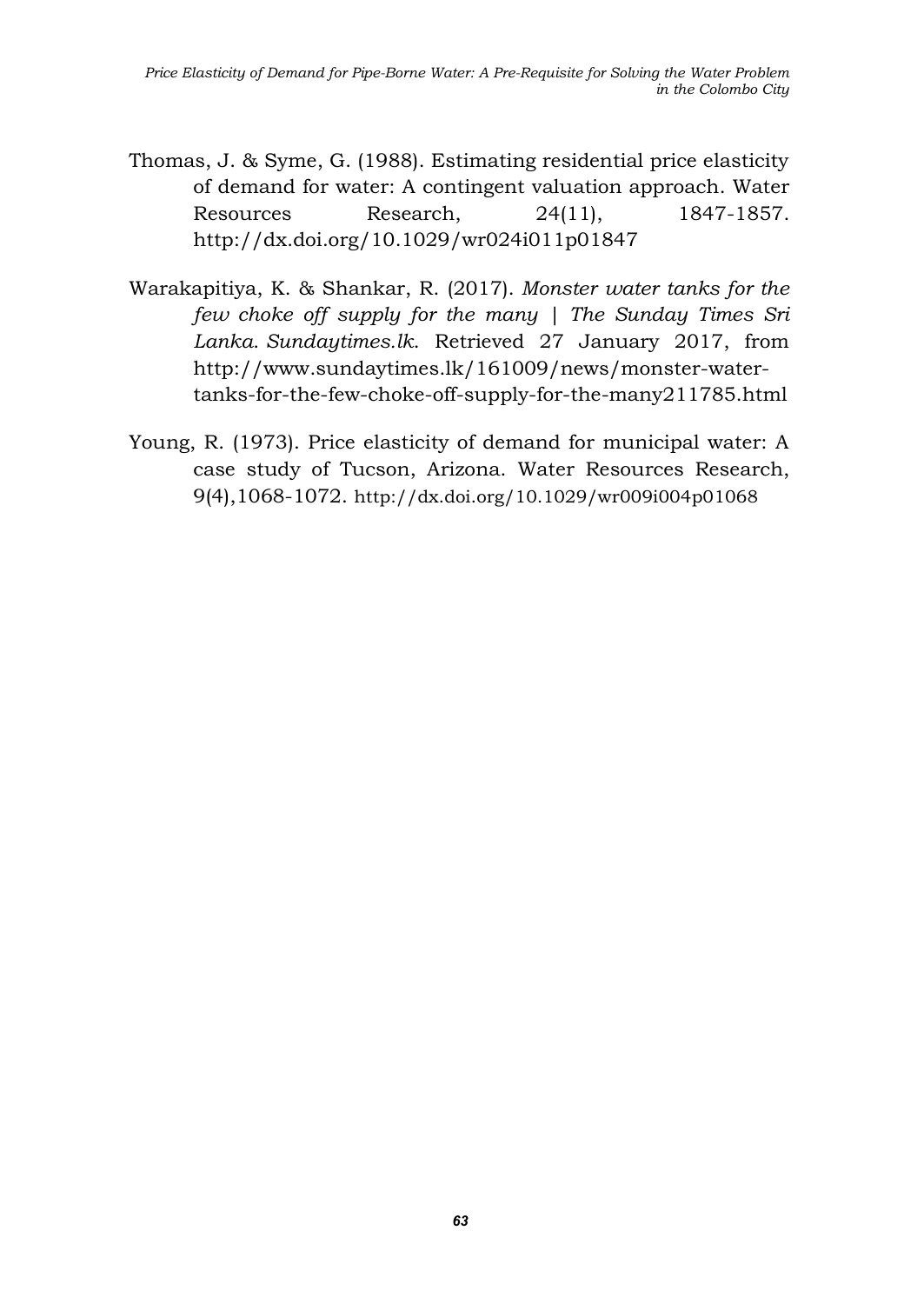Thomas, J. & Syme, G. (1988). Estimating residential price elasticity of demand for water: A contingent valuation approach. Water Resources Research, 24(11), 1847-1857. http://dx.doi.org/10.1029/wr024i011p01847

Warakapitiya, K. & Shankar, R. (2017). *Monster water tanks for the few choke off supply for the many | The Sunday Times Sri Lanka*. *Sundaytimes.lk*. Retrieved 27 January 2017, from http://www.sundaytimes.lk/161009/news/monster-water-tanks-for-the-few-choke-off-supply-for-the-many211785.html

Young, R. (1973). Price elasticity of demand for municipal water: A case study of Tucson, Arizona. Water Resources Research, 9(4),1068-1072. http://dx.doi.org/10.1029/wr009i004p01068